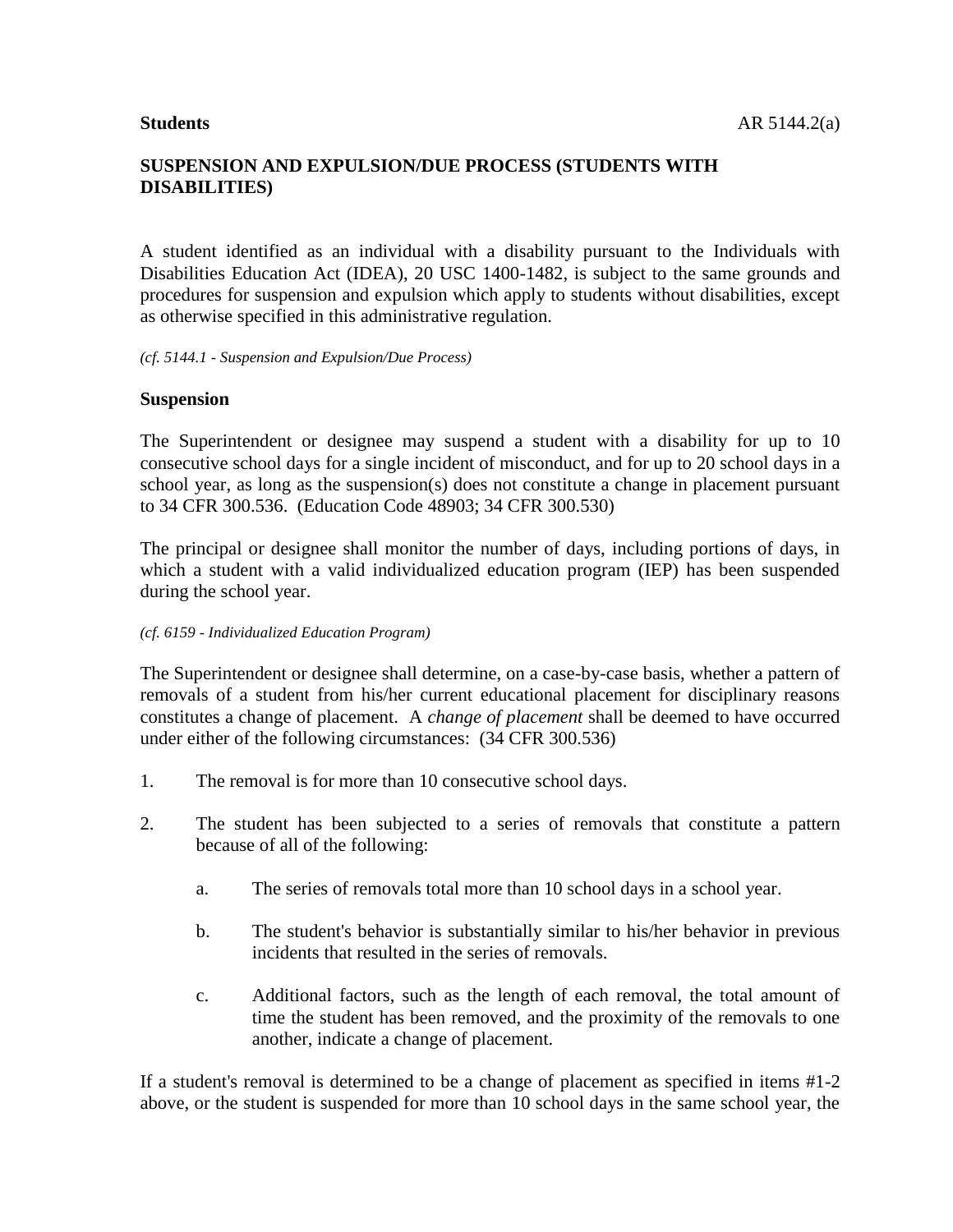**Students** AR 5144.2(a)

## SUSPENSION AND EXPULSION/DUE PROCESS (STUDENTS WITH DISABILITIES)

A student identified as an individual with a disability pursuant to the Individuals with Disabilities Education Act (IDEA), 20 USC 1400-1482, is subject to the same grounds and procedures for suspension and expulsion which apply to students without disabilities, except as otherwise specified in this administrative regulation.

*(cf. 5144.1 - Suspension and Expulsion/Due Process)*

### Suspension

The Superintendent or designee may suspend a student with a disability for up to 10 consecutive school days for a single incident of misconduct, and for up to 20 school days in a school year, as long as the suspension(s) does not constitute a change in placement pursuant to 34 CFR 300.536. (Education Code 48903; 34 CFR 300.530)

The principal or designee shall monitor the number of days, including portions of days, in which a student with a valid individualized education program (IEP) has been suspended during the school year.

*(cf. 6159 - Individualized Education Program)*

The Superintendent or designee shall determine, on a case-by-case basis, whether a pattern of removals of a student from his/her current educational placement for disciplinary reasons constitutes a change of placement. A *change of placement* shall be deemed to have occurred under either of the following circumstances: (34 CFR 300.536)

1. The removal is for more than 10 consecutive school days.

2. The student has been subjected to a series of removals that constitute a pattern because of all of the following:

   a. The series of removals total more than 10 school days in a school year.

   b. The student's behavior is substantially similar to his/her behavior in previous incidents that resulted in the series of removals.

   c. Additional factors, such as the length of each removal, the total amount of time the student has been removed, and the proximity of the removals to one another, indicate a change of placement.

If a student's removal is determined to be a change of placement as specified in items #1-2 above, or the student is suspended for more than 10 school days in the same school year, the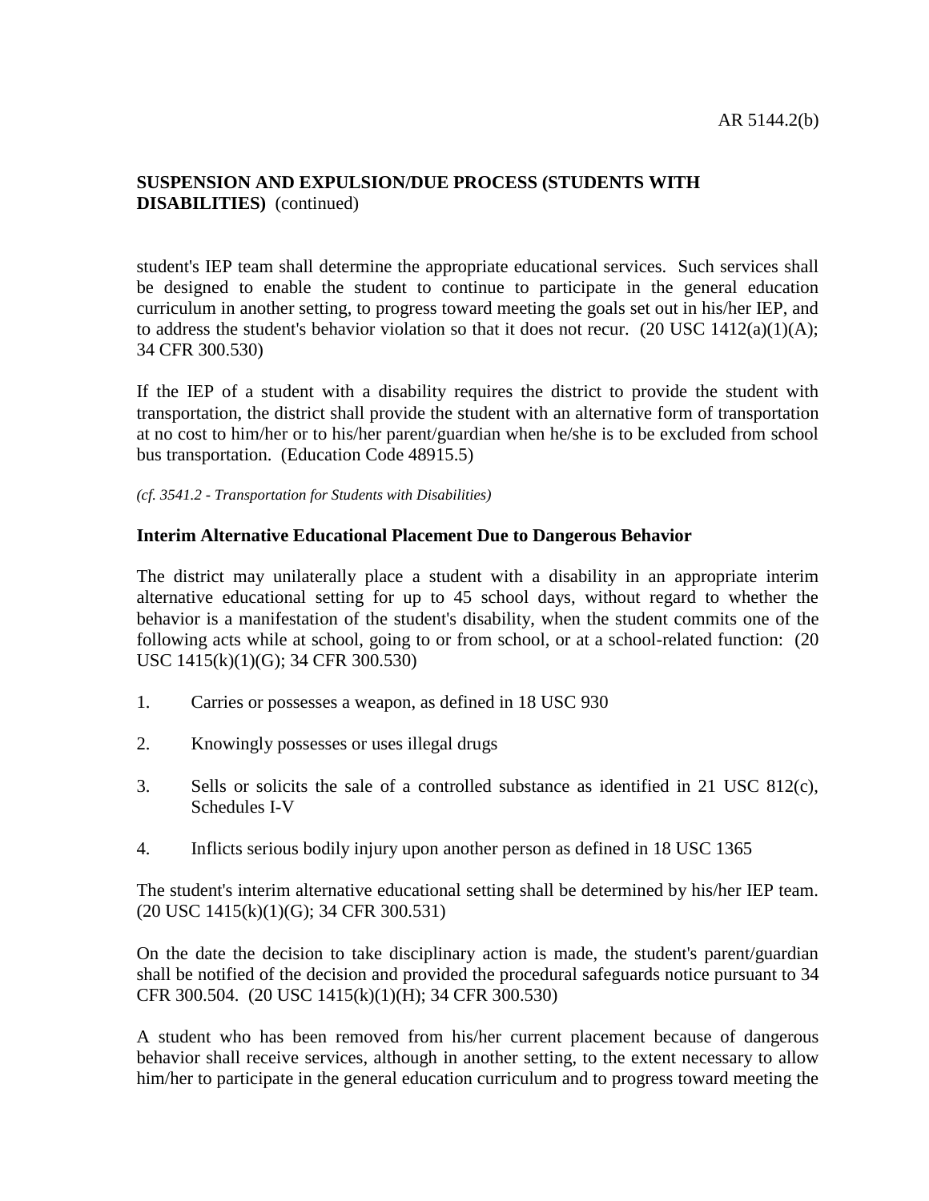student's IEP team shall determine the appropriate educational services. Such services shall be designed to enable the student to continue to participate in the general education curriculum in another setting, to progress toward meeting the goals set out in his/her IEP, and to address the student's behavior violation so that it does not recur. (20 USC 1412(a)(1)(A); 34 CFR 300.530)

If the IEP of a student with a disability requires the district to provide the student with transportation, the district shall provide the student with an alternative form of transportation at no cost to him/her or to his/her parent/guardian when he/she is to be excluded from school bus transportation. (Education Code 48915.5)

*(cf. 3541.2 - Transportation for Students with Disabilities)*

**Interim Alternative Educational Placement Due to Dangerous Behavior**

The district may unilaterally place a student with a disability in an appropriate interim alternative educational setting for up to 45 school days, without regard to whether the behavior is a manifestation of the student's disability, when the student commits one of the following acts while at school, going to or from school, or at a school-related function: (20 USC 1415(k)(1)(G); 34 CFR 300.530)

1. Carries or possesses a weapon, as defined in 18 USC 930

2. Knowingly possesses or uses illegal drugs

3. Sells or solicits the sale of a controlled substance as identified in 21 USC 812(c), Schedules I-V

4. Inflicts serious bodily injury upon another person as defined in 18 USC 1365

The student's interim alternative educational setting shall be determined by his/her IEP team. (20 USC 1415(k)(1)(G); 34 CFR 300.531)

On the date the decision to take disciplinary action is made, the student's parent/guardian shall be notified of the decision and provided the procedural safeguards notice pursuant to 34 CFR 300.504. (20 USC 1415(k)(1)(H); 34 CFR 300.530)

A student who has been removed from his/her current placement because of dangerous behavior shall receive services, although in another setting, to the extent necessary to allow him/her to participate in the general education curriculum and to progress toward meeting the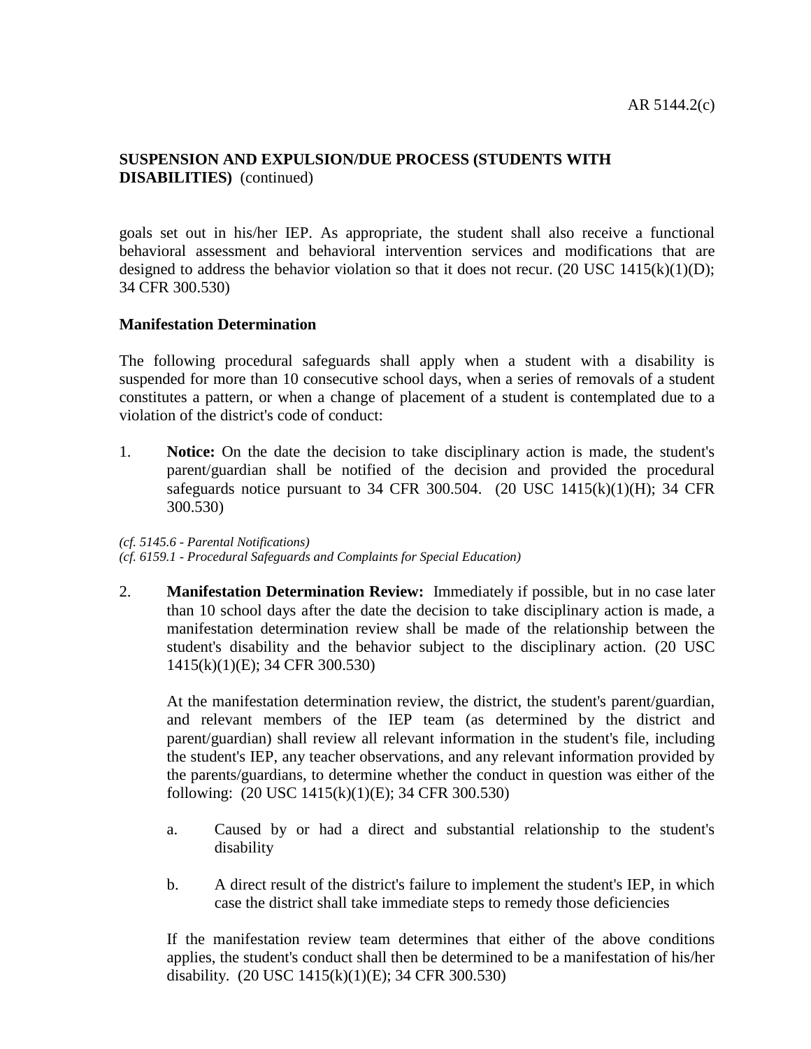goals set out in his/her IEP. As appropriate, the student shall also receive a functional behavioral assessment and behavioral intervention services and modifications that are designed to address the behavior violation so that it does not recur. (20 USC 1415(k)(1)(D); 34 CFR 300.530)

### Manifestation Determination

The following procedural safeguards shall apply when a student with a disability is suspended for more than 10 consecutive school days, when a series of removals of a student constitutes a pattern, or when a change of placement of a student is contemplated due to a violation of the district's code of conduct:

1. **Notice:** On the date the decision to take disciplinary action is made, the student's parent/guardian shall be notified of the decision and provided the procedural safeguards notice pursuant to 34 CFR 300.504. (20 USC 1415(k)(1)(H); 34 CFR 300.530)

*(cf. 5145.6 - Parental Notifications)*
*(cf. 6159.1 - Procedural Safeguards and Complaints for Special Education)*

2. **Manifestation Determination Review:** Immediately if possible, but in no case later than 10 school days after the date the decision to take disciplinary action is made, a manifestation determination review shall be made of the relationship between the student's disability and the behavior subject to the disciplinary action. (20 USC 1415(k)(1)(E); 34 CFR 300.530)

   At the manifestation determination review, the district, the student's parent/guardian, and relevant members of the IEP team (as determined by the district and parent/guardian) shall review all relevant information in the student's file, including the student's IEP, any teacher observations, and any relevant information provided by the parents/guardians, to determine whether the conduct in question was either of the following: (20 USC 1415(k)(1)(E); 34 CFR 300.530)

   a. Caused by or had a direct and substantial relationship to the student's disability

   b. A direct result of the district's failure to implement the student's IEP, in which case the district shall take immediate steps to remedy those deficiencies

   If the manifestation review team determines that either of the above conditions applies, the student's conduct shall then be determined to be a manifestation of his/her disability. (20 USC 1415(k)(1)(E); 34 CFR 300.530)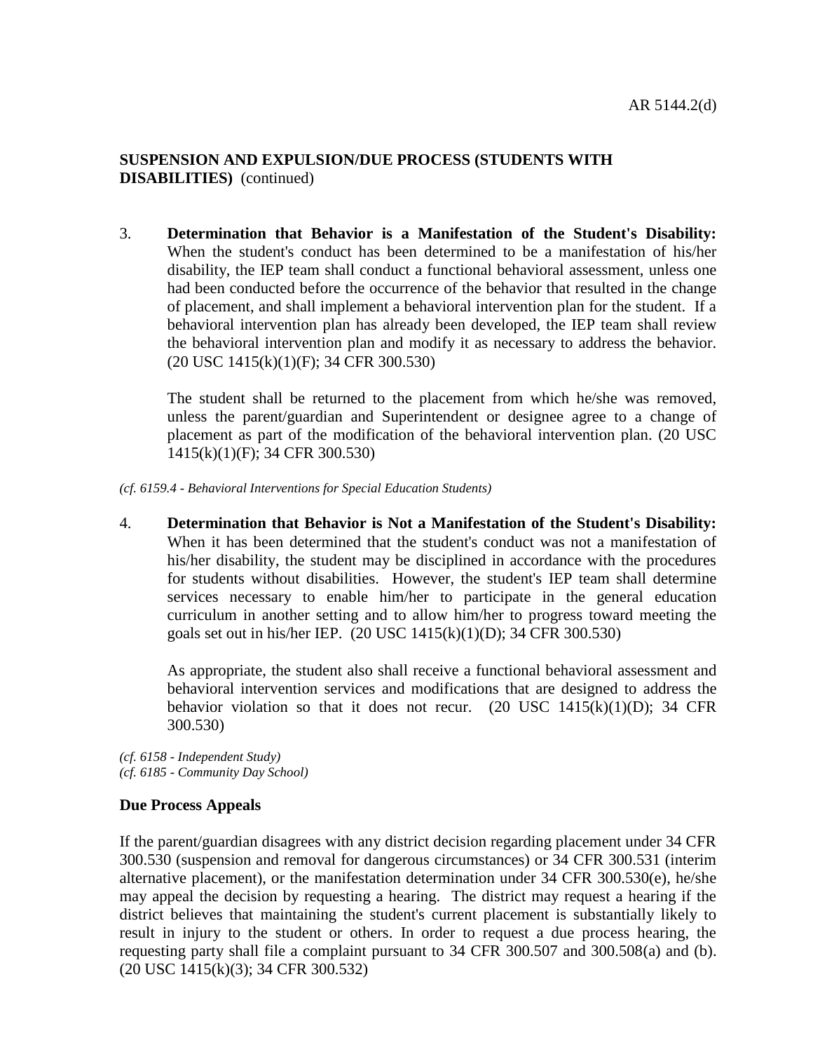3. **Determination that Behavior is a Manifestation of the Student's Disability:** When the student's conduct has been determined to be a manifestation of his/her disability, the IEP team shall conduct a functional behavioral assessment, unless one had been conducted before the occurrence of the behavior that resulted in the change of placement, and shall implement a behavioral intervention plan for the student. If a behavioral intervention plan has already been developed, the IEP team shall review the behavioral intervention plan and modify it as necessary to address the behavior. (20 USC 1415(k)(1)(F); 34 CFR 300.530)

   The student shall be returned to the placement from which he/she was removed, unless the parent/guardian and Superintendent or designee agree to a change of placement as part of the modification of the behavioral intervention plan. (20 USC 1415(k)(1)(F); 34 CFR 300.530)

*(cf. 6159.4 - Behavioral Interventions for Special Education Students)*

4. **Determination that Behavior is Not a Manifestation of the Student's Disability:** When it has been determined that the student's conduct was not a manifestation of his/her disability, the student may be disciplined in accordance with the procedures for students without disabilities. However, the student's IEP team shall determine services necessary to enable him/her to participate in the general education curriculum in another setting and to allow him/her to progress toward meeting the goals set out in his/her IEP. (20 USC 1415(k)(1)(D); 34 CFR 300.530)

   As appropriate, the student also shall receive a functional behavioral assessment and behavioral intervention services and modifications that are designed to address the behavior violation so that it does not recur. (20 USC 1415(k)(1)(D); 34 CFR 300.530)

*(cf. 6158 - Independent Study)*
*(cf. 6185 - Community Day School)*

**Due Process Appeals**

If the parent/guardian disagrees with any district decision regarding placement under 34 CFR 300.530 (suspension and removal for dangerous circumstances) or 34 CFR 300.531 (interim alternative placement), or the manifestation determination under 34 CFR 300.530(e), he/she may appeal the decision by requesting a hearing. The district may request a hearing if the district believes that maintaining the student's current placement is substantially likely to result in injury to the student or others. In order to request a due process hearing, the requesting party shall file a complaint pursuant to 34 CFR 300.507 and 300.508(a) and (b). (20 USC 1415(k)(3); 34 CFR 300.532)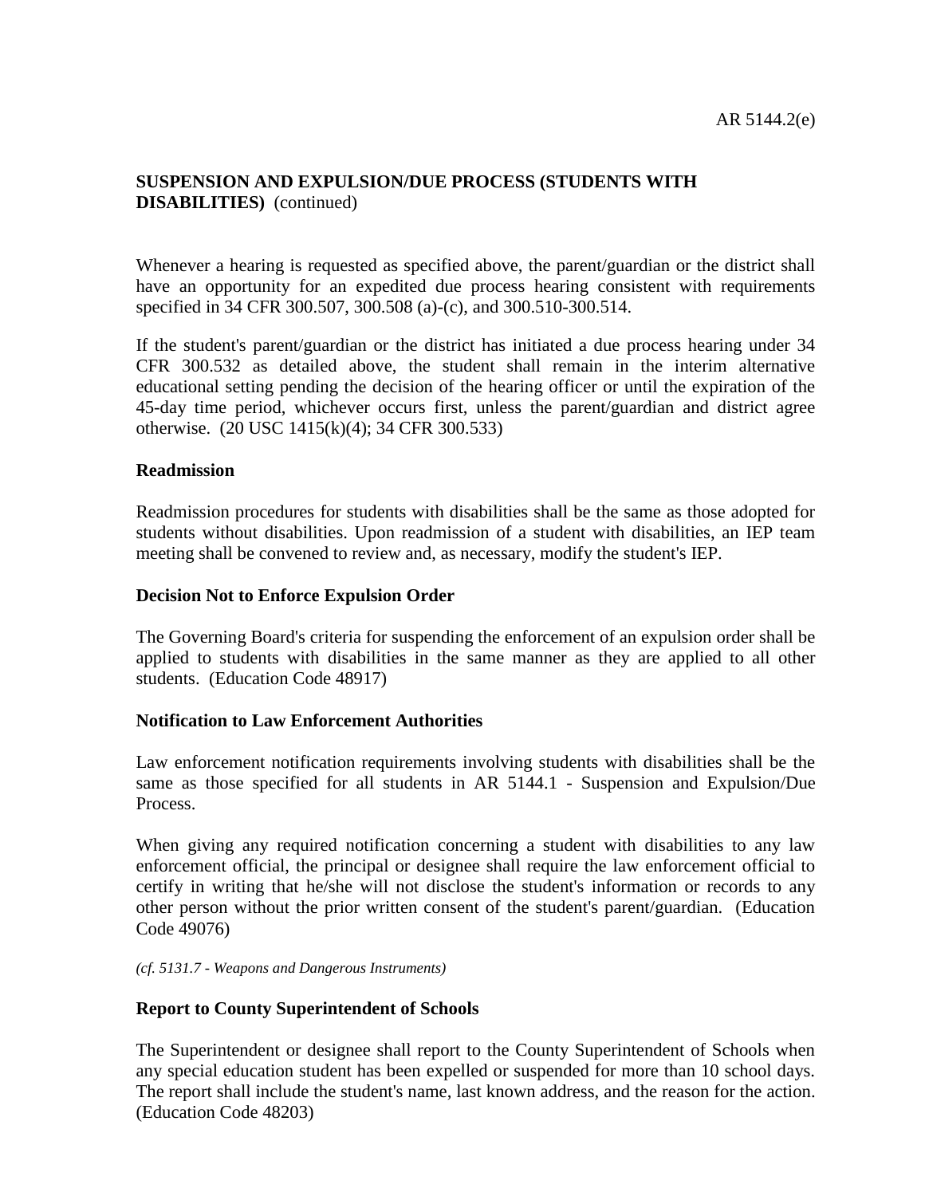**SUSPENSION AND EXPULSION/DUE PROCESS (STUDENTS WITH DISABILITIES)** (continued)

Whenever a hearing is requested as specified above, the parent/guardian or the district shall have an opportunity for an expedited due process hearing consistent with requirements specified in 34 CFR 300.507, 300.508 (a)-(c), and 300.510-300.514.

If the student's parent/guardian or the district has initiated a due process hearing under 34 CFR 300.532 as detailed above, the student shall remain in the interim alternative educational setting pending the decision of the hearing officer or until the expiration of the 45-day time period, whichever occurs first, unless the parent/guardian and district agree otherwise. (20 USC 1415(k)(4); 34 CFR 300.533)

## Readmission

Readmission procedures for students with disabilities shall be the same as those adopted for students without disabilities. Upon readmission of a student with disabilities, an IEP team meeting shall be convened to review and, as necessary, modify the student's IEP.

## Decision Not to Enforce Expulsion Order

The Governing Board's criteria for suspending the enforcement of an expulsion order shall be applied to students with disabilities in the same manner as they are applied to all other students. (Education Code 48917)

## Notification to Law Enforcement Authorities

Law enforcement notification requirements involving students with disabilities shall be the same as those specified for all students in AR 5144.1 - Suspension and Expulsion/Due Process.

When giving any required notification concerning a student with disabilities to any law enforcement official, the principal or designee shall require the law enforcement official to certify in writing that he/she will not disclose the student's information or records to any other person without the prior written consent of the student's parent/guardian. (Education Code 49076)

*(cf. 5131.7 - Weapons and Dangerous Instruments)*

## Report to County Superintendent of Schools

The Superintendent or designee shall report to the County Superintendent of Schools when any special education student has been expelled or suspended for more than 10 school days. The report shall include the student's name, last known address, and the reason for the action. (Education Code 48203)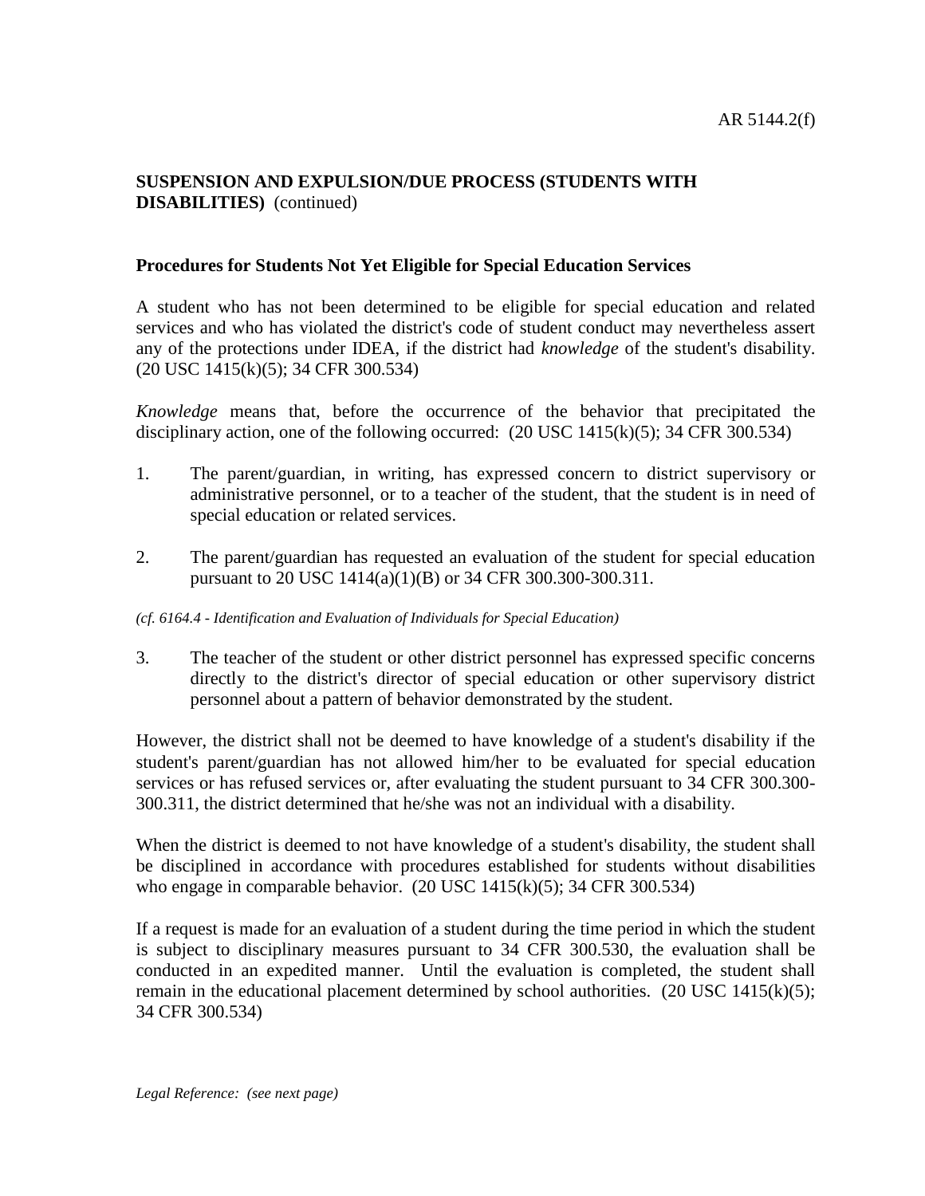## SUSPENSION AND EXPULSION/DUE PROCESS (STUDENTS WITH DISABILITIES) (continued)

### Procedures for Students Not Yet Eligible for Special Education Services

A student who has not been determined to be eligible for special education and related services and who has violated the district's code of student conduct may nevertheless assert any of the protections under IDEA, if the district had *knowledge* of the student's disability. (20 USC 1415(k)(5); 34 CFR 300.534)

*Knowledge* means that, before the occurrence of the behavior that precipitated the disciplinary action, one of the following occurred: (20 USC 1415(k)(5); 34 CFR 300.534)

1. The parent/guardian, in writing, has expressed concern to district supervisory or administrative personnel, or to a teacher of the student, that the student is in need of special education or related services.

2. The parent/guardian has requested an evaluation of the student for special education pursuant to 20 USC 1414(a)(1)(B) or 34 CFR 300.300-300.311.

*(cf. 6164.4 - Identification and Evaluation of Individuals for Special Education)*

3. The teacher of the student or other district personnel has expressed specific concerns directly to the district's director of special education or other supervisory district personnel about a pattern of behavior demonstrated by the student.

However, the district shall not be deemed to have knowledge of a student's disability if the student's parent/guardian has not allowed him/her to be evaluated for special education services or has refused services or, after evaluating the student pursuant to 34 CFR 300.300-300.311, the district determined that he/she was not an individual with a disability.

When the district is deemed to not have knowledge of a student's disability, the student shall be disciplined in accordance with procedures established for students without disabilities who engage in comparable behavior. (20 USC 1415(k)(5); 34 CFR 300.534)

If a request is made for an evaluation of a student during the time period in which the student is subject to disciplinary measures pursuant to 34 CFR 300.530, the evaluation shall be conducted in an expedited manner. Until the evaluation is completed, the student shall remain in the educational placement determined by school authorities. (20 USC 1415(k)(5); 34 CFR 300.534)

*Legal Reference: (see next page)*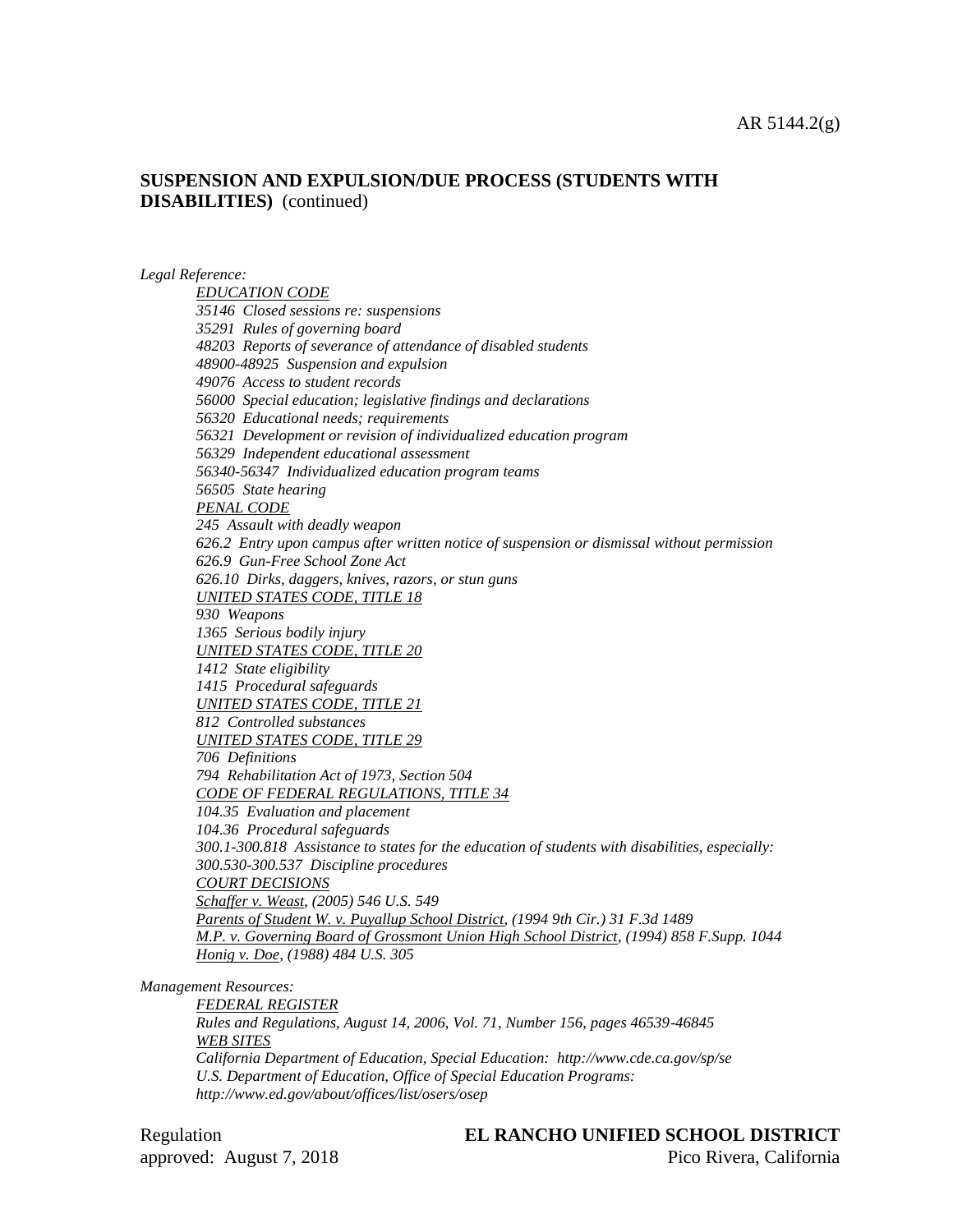AR 5144.2(g)

**SUSPENSION AND EXPULSION/DUE PROCESS (STUDENTS WITH DISABILITIES)** (continued)

*Legal Reference:*

*EDUCATION CODE*
*35146 Closed sessions re: suspensions*
*35291 Rules of governing board*
*48203 Reports of severance of attendance of disabled students*
*48900-48925 Suspension and expulsion*
*49076 Access to student records*
*56000 Special education; legislative findings and declarations*
*56320 Educational needs; requirements*
*56321 Development or revision of individualized education program*
*56329 Independent educational assessment*
*56340-56347 Individualized education program teams*
*56505 State hearing*
*PENAL CODE*
*245 Assault with deadly weapon*
*626.2 Entry upon campus after written notice of suspension or dismissal without permission*
*626.9 Gun-Free School Zone Act*
*626.10 Dirks, daggers, knives, razors, or stun guns*
*UNITED STATES CODE, TITLE 18*
*930 Weapons*
*1365 Serious bodily injury*
*UNITED STATES CODE, TITLE 20*
*1412 State eligibility*
*1415 Procedural safeguards*
*UNITED STATES CODE, TITLE 21*
*812 Controlled substances*
*UNITED STATES CODE, TITLE 29*
*706 Definitions*
*794 Rehabilitation Act of 1973, Section 504*
*CODE OF FEDERAL REGULATIONS, TITLE 34*
*104.35 Evaluation and placement*
*104.36 Procedural safeguards*
*300.1-300.818 Assistance to states for the education of students with disabilities, especially:*
*300.530-300.537 Discipline procedures*
*COURT DECISIONS*
*Schaffer v. Weast, (2005) 546 U.S. 549*
*Parents of Student W. v. Puyallup School District, (1994 9th Cir.) 31 F.3d 1489*
*M.P. v. Governing Board of Grossmont Union High School District, (1994) 858 F.Supp. 1044*
*Honig v. Doe, (1988) 484 U.S. 305*

*Management Resources:*

*FEDERAL REGISTER*
*Rules and Regulations, August 14, 2006, Vol. 71, Number 156, pages 46539-46845*
*WEB SITES*
*California Department of Education, Special Education: http://www.cde.ca.gov/sp/se*
*U.S. Department of Education, Office of Special Education Programs: http://www.ed.gov/about/offices/list/osers/osep*

Regulation approved: August 7, 2018

**EL RANCHO UNIFIED SCHOOL DISTRICT**
Pico Rivera, California